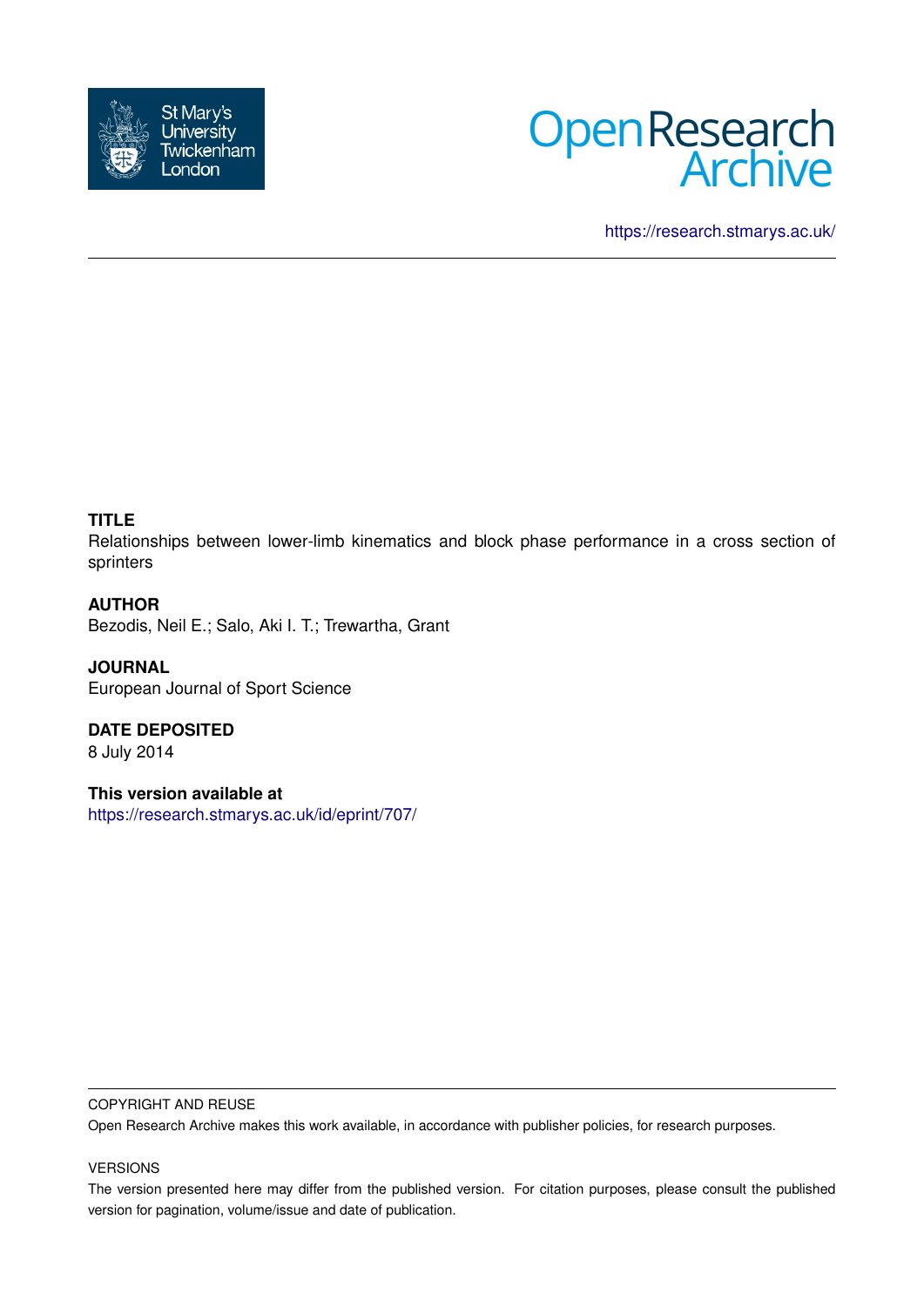St Mary's University Twickenham London

Open Research Archive

https://research.stmarys.ac.uk/

**TITLE**

Relationships between lower-limb kinematics and block phase performance in a cross section of sprinters

**AUTHOR**

Bezodis, Neil E.; Salo, Aki I. T.; Trewartha, Grant

**JOURNAL**

European Journal of Sport Science

**DATE DEPOSITED**

8 July 2014

**This version available at**

https://research.stmarys.ac.uk/id/eprint/707/

COPYRIGHT AND REUSE

Open Research Archive makes this work available, in accordance with publisher policies, for research purposes.

VERSIONS

The version presented here may differ from the published version. For citation purposes, please consult the published version for pagination, volume/issue and date of publication.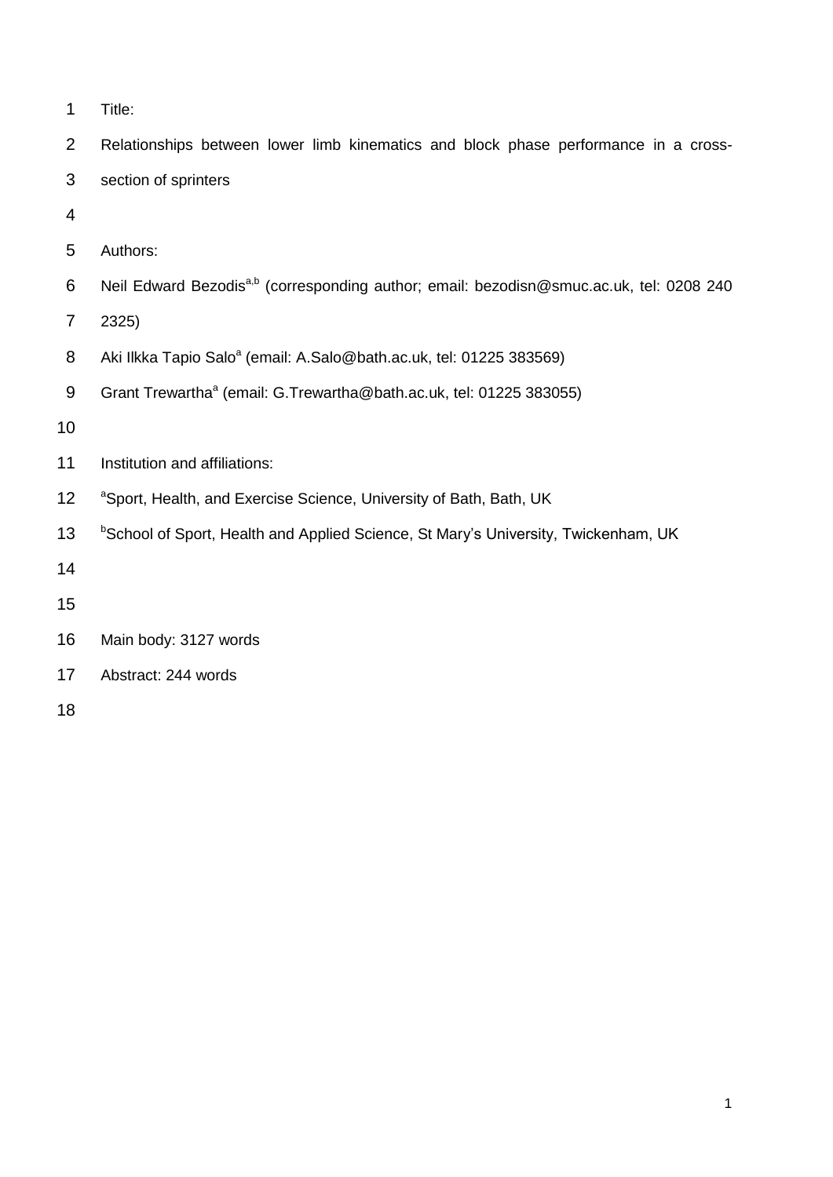Title:

Relationships between lower limb kinematics and block phase performance in a cross-section of sprinters

Authors:

Neil Edward Bezodis[a,b] (corresponding author; email: bezodisn@smuc.ac.uk, tel: 0208 240 2325)

Aki Ilkka Tapio Salo[a] (email: A.Salo@bath.ac.uk, tel: 01225 383569)

Grant Trewartha[a] (email: G.Trewartha@bath.ac.uk, tel: 01225 383055)

Institution and affiliations:

[a]Sport, Health, and Exercise Science, University of Bath, Bath, UK

[b]School of Sport, Health and Applied Science, St Mary's University, Twickenham, UK

Main body: 3127 words

Abstract: 244 words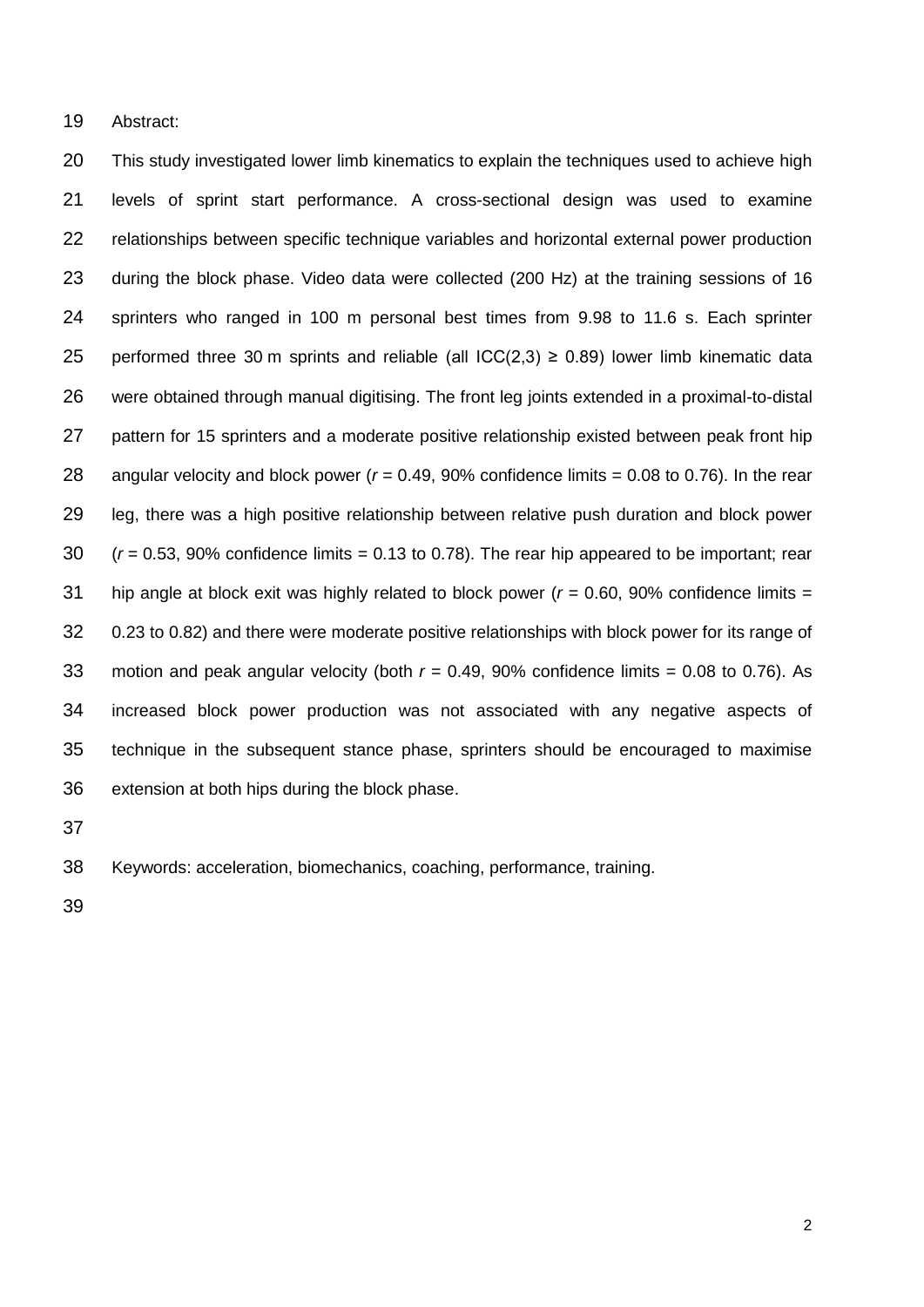Abstract:

This study investigated lower limb kinematics to explain the techniques used to achieve high levels of sprint start performance. A cross-sectional design was used to examine relationships between specific technique variables and horizontal external power production during the block phase. Video data were collected (200 Hz) at the training sessions of 16 sprinters who ranged in 100 m personal best times from 9.98 to 11.6 s. Each sprinter performed three 30 m sprints and reliable (all ICC(2,3) ≥ 0.89) lower limb kinematic data were obtained through manual digitising. The front leg joints extended in a proximal-to-distal pattern for 15 sprinters and a moderate positive relationship existed between peak front hip angular velocity and block power ($r$ = 0.49, 90% confidence limits = 0.08 to 0.76). In the rear leg, there was a high positive relationship between relative push duration and block power ($r$ = 0.53, 90% confidence limits = 0.13 to 0.78). The rear hip appeared to be important; rear hip angle at block exit was highly related to block power ($r$ = 0.60, 90% confidence limits = 0.23 to 0.82) and there were moderate positive relationships with block power for its range of motion and peak angular velocity (both $r$ = 0.49, 90% confidence limits = 0.08 to 0.76). As increased block power production was not associated with any negative aspects of technique in the subsequent stance phase, sprinters should be encouraged to maximise extension at both hips during the block phase.

Keywords: acceleration, biomechanics, coaching, performance, training.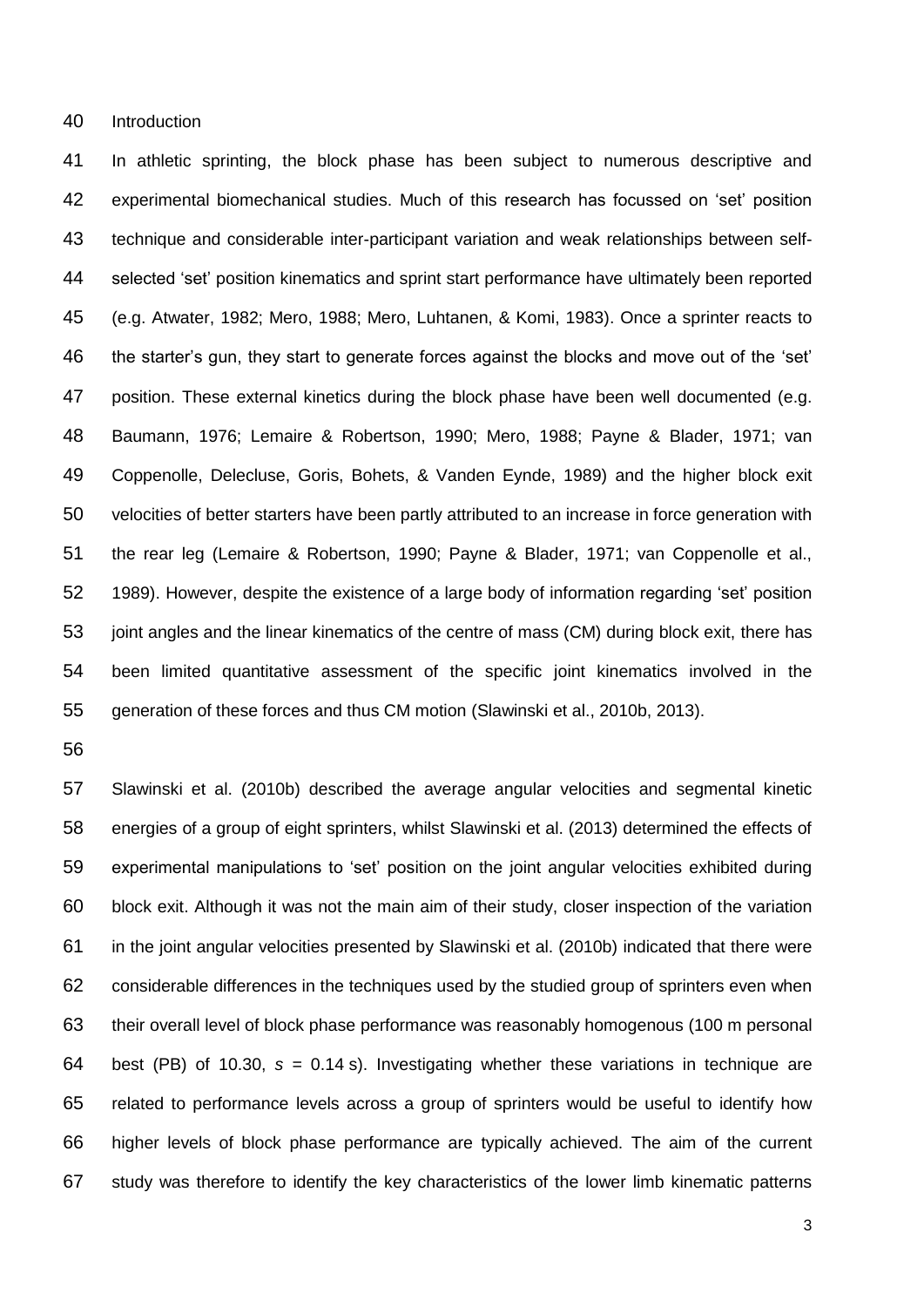## Introduction

In athletic sprinting, the block phase has been subject to numerous descriptive and experimental biomechanical studies. Much of this research has focussed on 'set' position technique and considerable inter-participant variation and weak relationships between self-selected 'set' position kinematics and sprint start performance have ultimately been reported (e.g. Atwater, 1982; Mero, 1988; Mero, Luhtanen, & Komi, 1983). Once a sprinter reacts to the starter's gun, they start to generate forces against the blocks and move out of the 'set' position. These external kinetics during the block phase have been well documented (e.g. Baumann, 1976; Lemaire & Robertson, 1990; Mero, 1988; Payne & Blader, 1971; van Coppenolle, Delecluse, Goris, Bohets, & Vanden Eynde, 1989) and the higher block exit velocities of better starters have been partly attributed to an increase in force generation with the rear leg (Lemaire & Robertson, 1990; Payne & Blader, 1971; van Coppenolle et al., 1989). However, despite the existence of a large body of information regarding 'set' position joint angles and the linear kinematics of the centre of mass (CM) during block exit, there has been limited quantitative assessment of the specific joint kinematics involved in the generation of these forces and thus CM motion (Slawinski et al., 2010b, 2013).

Slawinski et al. (2010b) described the average angular velocities and segmental kinetic energies of a group of eight sprinters, whilst Slawinski et al. (2013) determined the effects of experimental manipulations to 'set' position on the joint angular velocities exhibited during block exit. Although it was not the main aim of their study, closer inspection of the variation in the joint angular velocities presented by Slawinski et al. (2010b) indicated that there were considerable differences in the techniques used by the studied group of sprinters even when their overall level of block phase performance was reasonably homogenous (100 m personal best (PB) of 10.30, $s$ = 0.14 s). Investigating whether these variations in technique are related to performance levels across a group of sprinters would be useful to identify how higher levels of block phase performance are typically achieved. The aim of the current study was therefore to identify the key characteristics of the lower limb kinematic patterns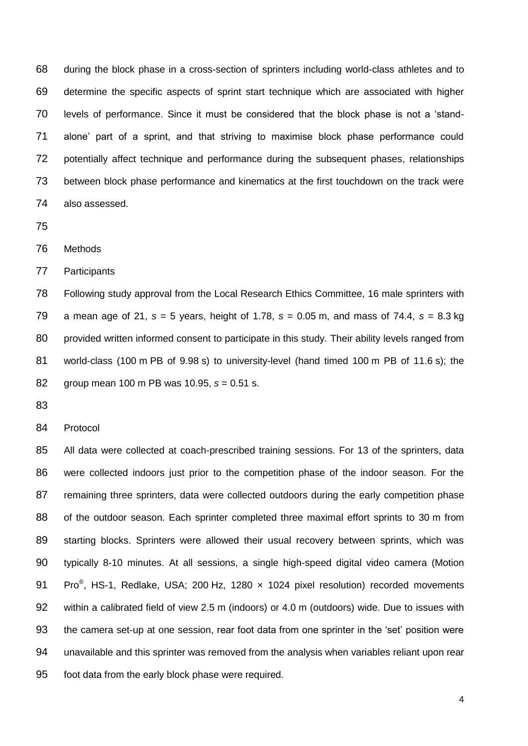during the block phase in a cross-section of sprinters including world-class athletes and to determine the specific aspects of sprint start technique which are associated with higher levels of performance. Since it must be considered that the block phase is not a 'stand-alone' part of a sprint, and that striving to maximise block phase performance could potentially affect technique and performance during the subsequent phases, relationships between block phase performance and kinematics at the first touchdown on the track were also assessed.

## Methods

### Participants

Following study approval from the Local Research Ethics Committee, 16 male sprinters with a mean age of 21, $s$ = 5 years, height of 1.78, $s$ = 0.05 m, and mass of 74.4, $s$ = 8.3 kg provided written informed consent to participate in this study. Their ability levels ranged from world-class (100 m PB of 9.98 s) to university-level (hand timed 100 m PB of 11.6 s); the group mean 100 m PB was 10.95, $s$ = 0.51 s.

### Protocol

All data were collected at coach-prescribed training sessions. For 13 of the sprinters, data were collected indoors just prior to the competition phase of the indoor season. For the remaining three sprinters, data were collected outdoors during the early competition phase of the outdoor season. Each sprinter completed three maximal effort sprints to 30 m from starting blocks. Sprinters were allowed their usual recovery between sprints, which was typically 8-10 minutes. At all sessions, a single high-speed digital video camera (Motion Pro®, HS-1, Redlake, USA; 200 Hz, 1280 × 1024 pixel resolution) recorded movements within a calibrated field of view 2.5 m (indoors) or 4.0 m (outdoors) wide. Due to issues with the camera set-up at one session, rear foot data from one sprinter in the 'set' position were unavailable and this sprinter was removed from the analysis when variables reliant upon rear foot data from the early block phase were required.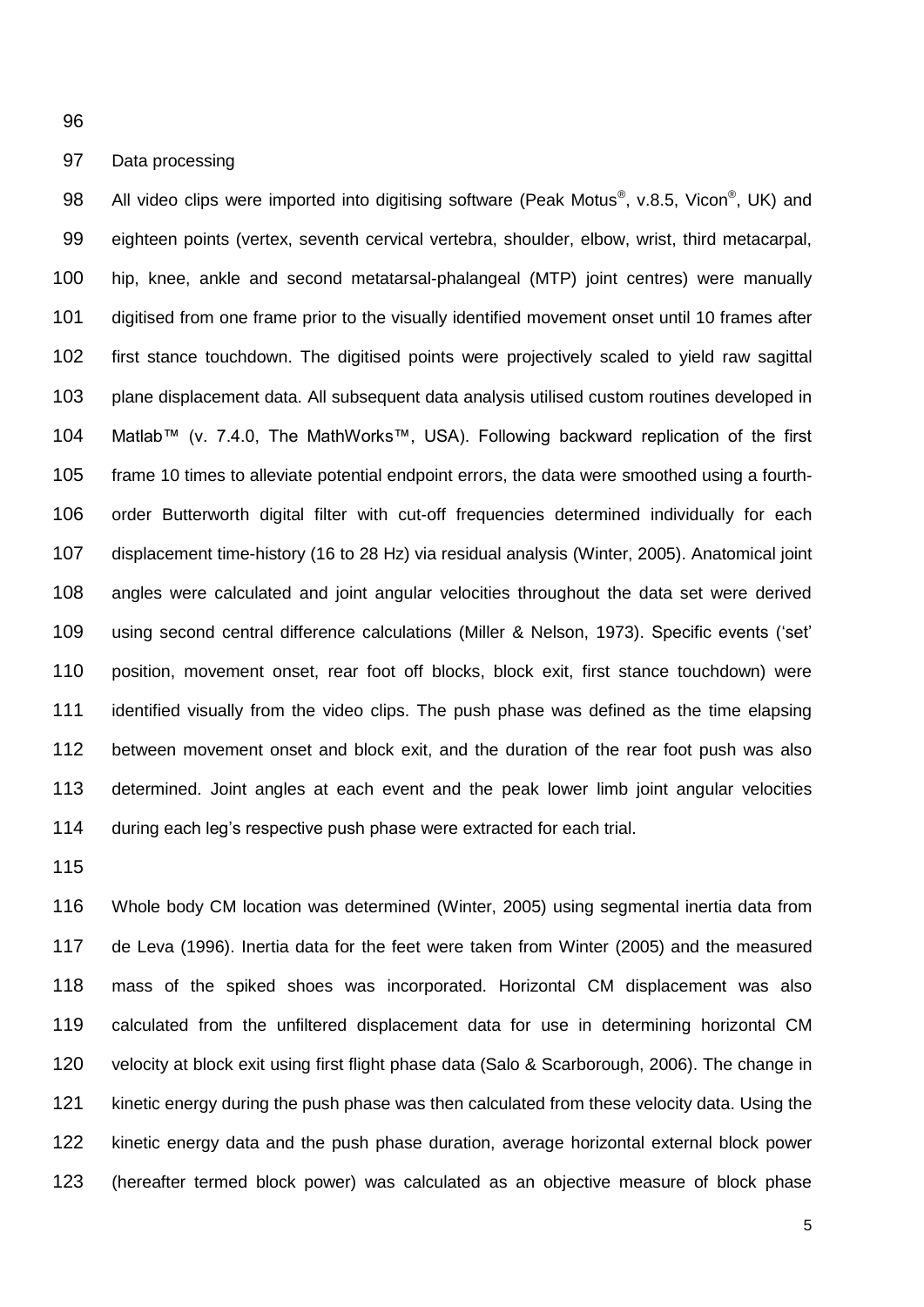Data processing

All video clips were imported into digitising software (Peak Motus®, v.8.5, Vicon®, UK) and eighteen points (vertex, seventh cervical vertebra, shoulder, elbow, wrist, third metacarpal, hip, knee, ankle and second metatarsal-phalangeal (MTP) joint centres) were manually digitised from one frame prior to the visually identified movement onset until 10 frames after first stance touchdown. The digitised points were projectively scaled to yield raw sagittal plane displacement data. All subsequent data analysis utilised custom routines developed in Matlab™ (v. 7.4.0, The MathWorks™, USA). Following backward replication of the first frame 10 times to alleviate potential endpoint errors, the data were smoothed using a fourth-order Butterworth digital filter with cut-off frequencies determined individually for each displacement time-history (16 to 28 Hz) via residual analysis (Winter, 2005). Anatomical joint angles were calculated and joint angular velocities throughout the data set were derived using second central difference calculations (Miller & Nelson, 1973). Specific events ('set' position, movement onset, rear foot off blocks, block exit, first stance touchdown) were identified visually from the video clips. The push phase was defined as the time elapsing between movement onset and block exit, and the duration of the rear foot push was also determined. Joint angles at each event and the peak lower limb joint angular velocities during each leg's respective push phase were extracted for each trial.

Whole body CM location was determined (Winter, 2005) using segmental inertia data from de Leva (1996). Inertia data for the feet were taken from Winter (2005) and the measured mass of the spiked shoes was incorporated. Horizontal CM displacement was also calculated from the unfiltered displacement data for use in determining horizontal CM velocity at block exit using first flight phase data (Salo & Scarborough, 2006). The change in kinetic energy during the push phase was then calculated from these velocity data. Using the kinetic energy data and the push phase duration, average horizontal external block power (hereafter termed block power) was calculated as an objective measure of block phase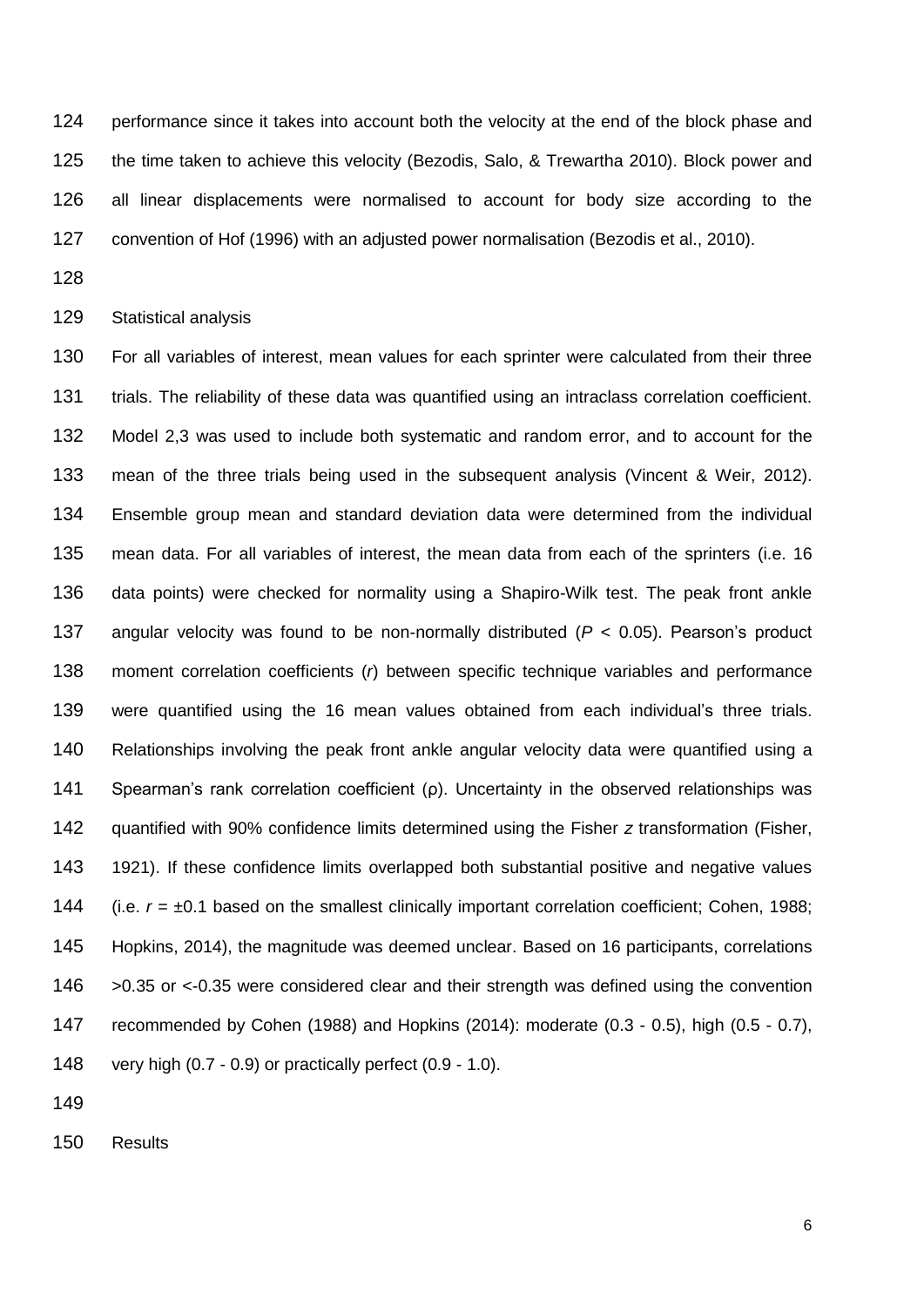performance since it takes into account both the velocity at the end of the block phase and the time taken to achieve this velocity (Bezodis, Salo, & Trewartha 2010). Block power and all linear displacements were normalised to account for body size according to the convention of Hof (1996) with an adjusted power normalisation (Bezodis et al., 2010).

## Statistical analysis

For all variables of interest, mean values for each sprinter were calculated from their three trials. The reliability of these data was quantified using an intraclass correlation coefficient. Model 2,3 was used to include both systematic and random error, and to account for the mean of the three trials being used in the subsequent analysis (Vincent & Weir, 2012). Ensemble group mean and standard deviation data were determined from the individual mean data. For all variables of interest, the mean data from each of the sprinters (i.e. 16 data points) were checked for normality using a Shapiro-Wilk test. The peak front ankle angular velocity was found to be non-normally distributed ($P < 0.05$). Pearson's product moment correlation coefficients ($r$) between specific technique variables and performance were quantified using the 16 mean values obtained from each individual's three trials. Relationships involving the peak front ankle angular velocity data were quantified using a Spearman's rank correlation coefficient ($\rho$). Uncertainty in the observed relationships was quantified with 90% confidence limits determined using the Fisher $z$ transformation (Fisher, 1921). If these confidence limits overlapped both substantial positive and negative values (i.e. $r = \pm 0.1$ based on the smallest clinically important correlation coefficient; Cohen, 1988; Hopkins, 2014), the magnitude was deemed unclear. Based on 16 participants, correlations >0.35 or <-0.35 were considered clear and their strength was defined using the convention recommended by Cohen (1988) and Hopkins (2014): moderate (0.3 - 0.5), high (0.5 - 0.7), very high (0.7 - 0.9) or practically perfect (0.9 - 1.0).

## Results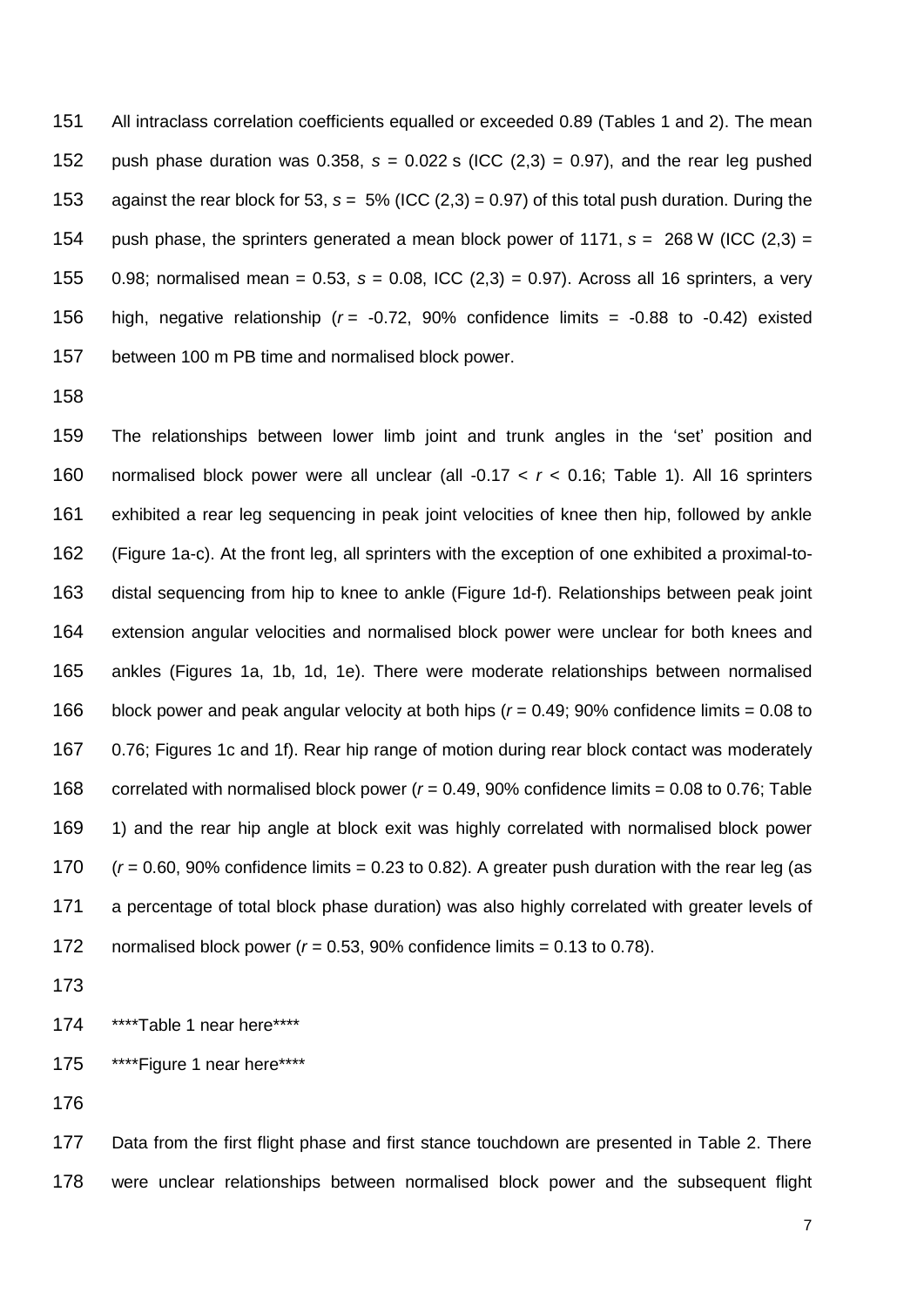All intraclass correlation coefficients equalled or exceeded 0.89 (Tables 1 and 2). The mean push phase duration was 0.358, $s$ = 0.022 s (ICC (2,3) = 0.97), and the rear leg pushed against the rear block for 53, $s$ = 5% (ICC (2,3) = 0.97) of this total push duration. During the push phase, the sprinters generated a mean block power of 1171, $s$ = 268 W (ICC (2,3) = 0.98; normalised mean = 0.53, $s$ = 0.08, ICC (2,3) = 0.97). Across all 16 sprinters, a very high, negative relationship ($r$ = -0.72, 90% confidence limits = -0.88 to -0.42) existed between 100 m PB time and normalised block power.

The relationships between lower limb joint and trunk angles in the 'set' position and normalised block power were all unclear (all $-0.17 < r < 0.16$; Table 1). All 16 sprinters exhibited a rear leg sequencing in peak joint velocities of knee then hip, followed by ankle (Figure 1a-c). At the front leg, all sprinters with the exception of one exhibited a proximal-to-distal sequencing from hip to knee to ankle (Figure 1d-f). Relationships between peak joint extension angular velocities and normalised block power were unclear for both knees and ankles (Figures 1a, 1b, 1d, 1e). There were moderate relationships between normalised block power and peak angular velocity at both hips ($r$ = 0.49; 90% confidence limits = 0.08 to 0.76; Figures 1c and 1f). Rear hip range of motion during rear block contact was moderately correlated with normalised block power ($r$ = 0.49, 90% confidence limits = 0.08 to 0.76; Table 1) and the rear hip angle at block exit was highly correlated with normalised block power ($r$ = 0.60, 90% confidence limits = 0.23 to 0.82). A greater push duration with the rear leg (as a percentage of total block phase duration) was also highly correlated with greater levels of normalised block power ($r$ = 0.53, 90% confidence limits = 0.13 to 0.78).

****Table 1 near here****

****Figure 1 near here****

Data from the first flight phase and first stance touchdown are presented in Table 2. There were unclear relationships between normalised block power and the subsequent flight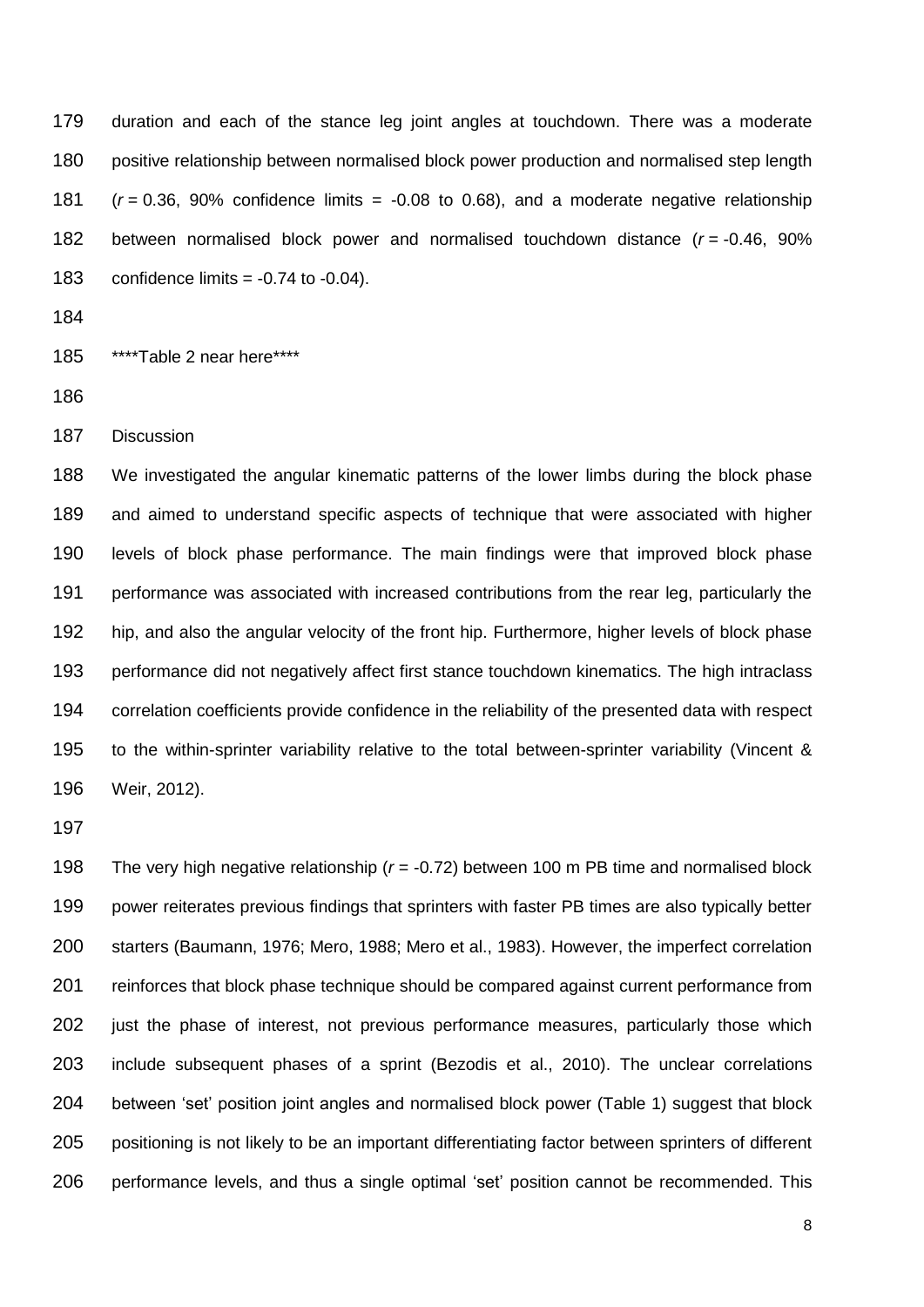duration and each of the stance leg joint angles at touchdown. There was a moderate positive relationship between normalised block power production and normalised step length ($r$ = 0.36, 90% confidence limits = -0.08 to 0.68), and a moderate negative relationship between normalised block power and normalised touchdown distance ($r$ = -0.46, 90% confidence limits = -0.74 to -0.04).

****Table 2 near here****

## Discussion

We investigated the angular kinematic patterns of the lower limbs during the block phase and aimed to understand specific aspects of technique that were associated with higher levels of block phase performance. The main findings were that improved block phase performance was associated with increased contributions from the rear leg, particularly the hip, and also the angular velocity of the front hip. Furthermore, higher levels of block phase performance did not negatively affect first stance touchdown kinematics. The high intraclass correlation coefficients provide confidence in the reliability of the presented data with respect to the within-sprinter variability relative to the total between-sprinter variability (Vincent & Weir, 2012).

The very high negative relationship ($r$ = -0.72) between 100 m PB time and normalised block power reiterates previous findings that sprinters with faster PB times are also typically better starters (Baumann, 1976; Mero, 1988; Mero et al., 1983). However, the imperfect correlation reinforces that block phase technique should be compared against current performance from just the phase of interest, not previous performance measures, particularly those which include subsequent phases of a sprint (Bezodis et al., 2010). The unclear correlations between 'set' position joint angles and normalised block power (Table 1) suggest that block positioning is not likely to be an important differentiating factor between sprinters of different performance levels, and thus a single optimal 'set' position cannot be recommended. This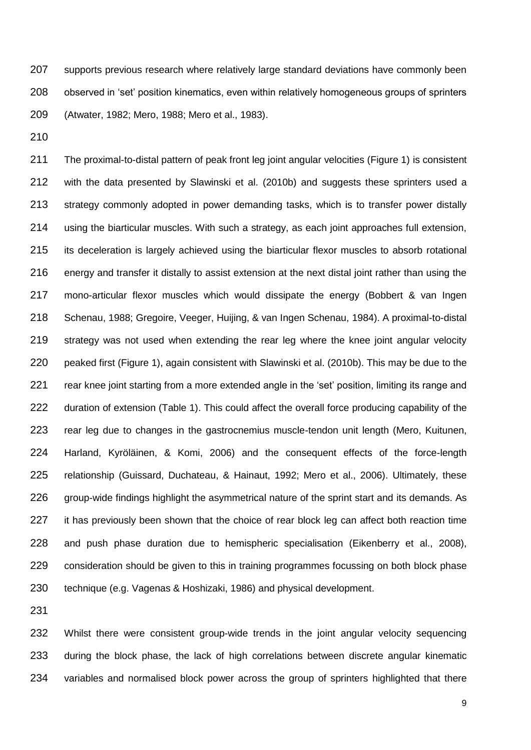supports previous research where relatively large standard deviations have commonly been observed in 'set' position kinematics, even within relatively homogeneous groups of sprinters (Atwater, 1982; Mero, 1988; Mero et al., 1983).

The proximal-to-distal pattern of peak front leg joint angular velocities (Figure 1) is consistent with the data presented by Slawinski et al. (2010b) and suggests these sprinters used a strategy commonly adopted in power demanding tasks, which is to transfer power distally using the biarticular muscles. With such a strategy, as each joint approaches full extension, its deceleration is largely achieved using the biarticular flexor muscles to absorb rotational energy and transfer it distally to assist extension at the next distal joint rather than using the mono-articular flexor muscles which would dissipate the energy (Bobbert & van Ingen Schenau, 1988; Gregoire, Veeger, Huijing, & van Ingen Schenau, 1984). A proximal-to-distal strategy was not used when extending the rear leg where the knee joint angular velocity peaked first (Figure 1), again consistent with Slawinski et al. (2010b). This may be due to the rear knee joint starting from a more extended angle in the 'set' position, limiting its range and duration of extension (Table 1). This could affect the overall force producing capability of the rear leg due to changes in the gastrocnemius muscle-tendon unit length (Mero, Kuitunen, Harland, Kyröläinen, & Komi, 2006) and the consequent effects of the force-length relationship (Guissard, Duchateau, & Hainaut, 1992; Mero et al., 2006). Ultimately, these group-wide findings highlight the asymmetrical nature of the sprint start and its demands. As it has previously been shown that the choice of rear block leg can affect both reaction time and push phase duration due to hemispheric specialisation (Eikenberry et al., 2008), consideration should be given to this in training programmes focussing on both block phase technique (e.g. Vagenas & Hoshizaki, 1986) and physical development.

Whilst there were consistent group-wide trends in the joint angular velocity sequencing during the block phase, the lack of high correlations between discrete angular kinematic variables and normalised block power across the group of sprinters highlighted that there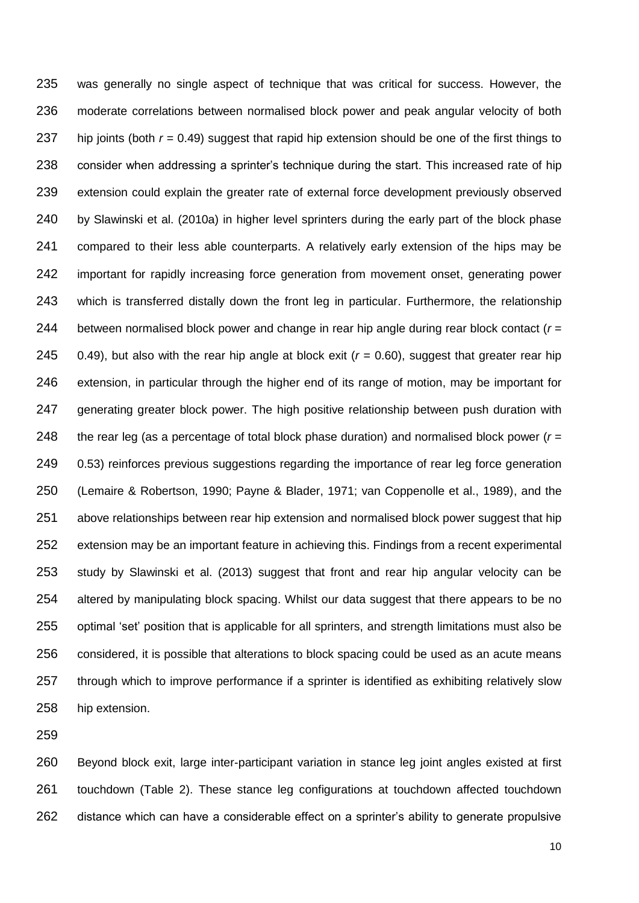was generally no single aspect of technique that was critical for success. However, the moderate correlations between normalised block power and peak angular velocity of both hip joints (both $r = 0.49$) suggest that rapid hip extension should be one of the first things to consider when addressing a sprinter's technique during the start. This increased rate of hip extension could explain the greater rate of external force development previously observed by Slawinski et al. (2010a) in higher level sprinters during the early part of the block phase compared to their less able counterparts. A relatively early extension of the hips may be important for rapidly increasing force generation from movement onset, generating power which is transferred distally down the front leg in particular. Furthermore, the relationship between normalised block power and change in rear hip angle during rear block contact ($r = 0.49$), but also with the rear hip angle at block exit ($r = 0.60$), suggest that greater rear hip extension, in particular through the higher end of its range of motion, may be important for generating greater block power. The high positive relationship between push duration with the rear leg (as a percentage of total block phase duration) and normalised block power ($r = 0.53$) reinforces previous suggestions regarding the importance of rear leg force generation (Lemaire & Robertson, 1990; Payne & Blader, 1971; van Coppenolle et al., 1989), and the above relationships between rear hip extension and normalised block power suggest that hip extension may be an important feature in achieving this. Findings from a recent experimental study by Slawinski et al. (2013) suggest that front and rear hip angular velocity can be altered by manipulating block spacing. Whilst our data suggest that there appears to be no optimal 'set' position that is applicable for all sprinters, and strength limitations must also be considered, it is possible that alterations to block spacing could be used as an acute means through which to improve performance if a sprinter is identified as exhibiting relatively slow hip extension.

Beyond block exit, large inter-participant variation in stance leg joint angles existed at first touchdown (Table 2). These stance leg configurations at touchdown affected touchdown distance which can have a considerable effect on a sprinter's ability to generate propulsive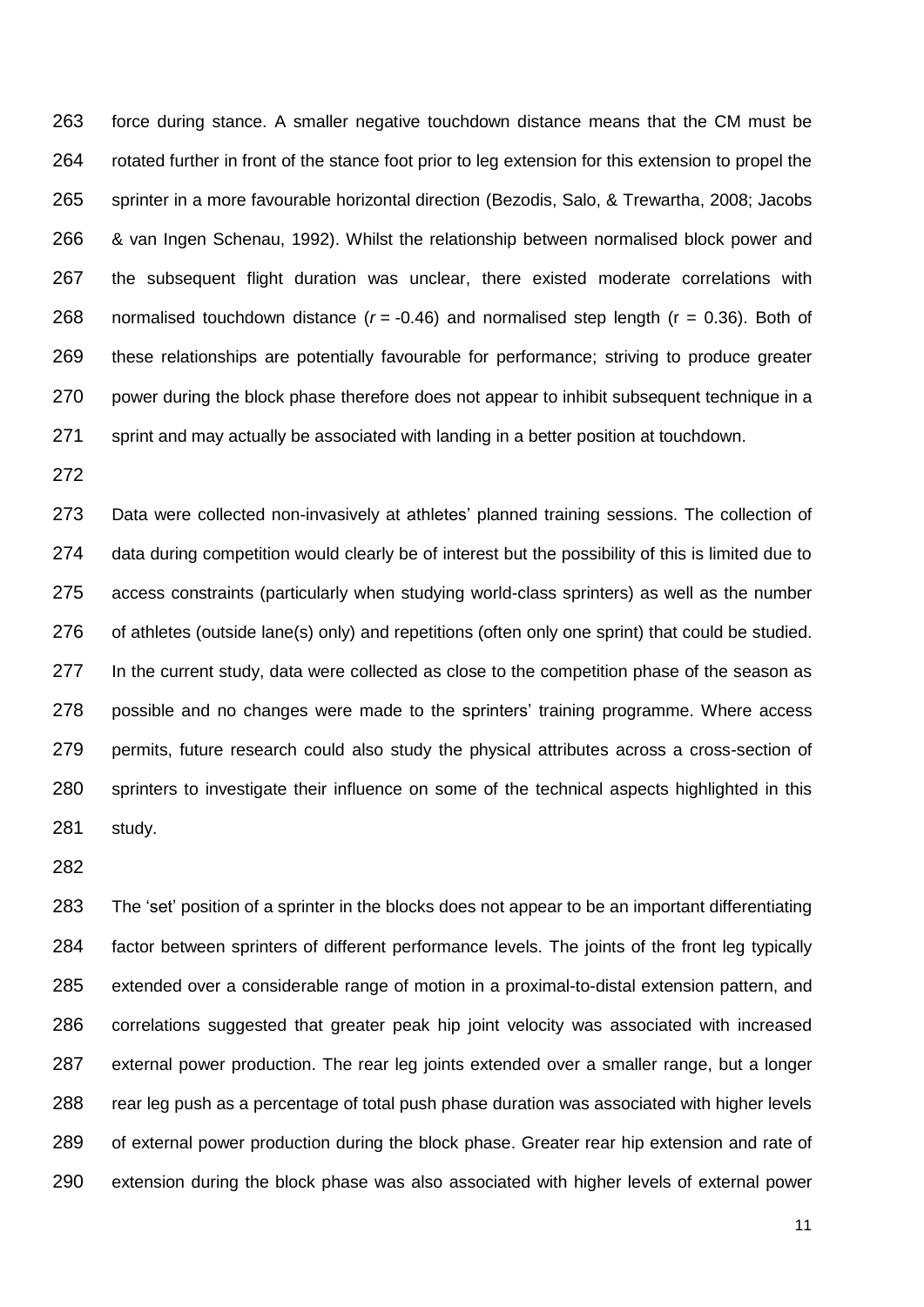force during stance. A smaller negative touchdown distance means that the CM must be rotated further in front of the stance foot prior to leg extension for this extension to propel the sprinter in a more favourable horizontal direction (Bezodis, Salo, & Trewartha, 2008; Jacobs & van Ingen Schenau, 1992). Whilst the relationship between normalised block power and the subsequent flight duration was unclear, there existed moderate correlations with normalised touchdown distance ($r$ = -0.46) and normalised step length (r = 0.36). Both of these relationships are potentially favourable for performance; striving to produce greater power during the block phase therefore does not appear to inhibit subsequent technique in a sprint and may actually be associated with landing in a better position at touchdown.

Data were collected non-invasively at athletes' planned training sessions. The collection of data during competition would clearly be of interest but the possibility of this is limited due to access constraints (particularly when studying world-class sprinters) as well as the number of athletes (outside lane(s) only) and repetitions (often only one sprint) that could be studied. In the current study, data were collected as close to the competition phase of the season as possible and no changes were made to the sprinters' training programme. Where access permits, future research could also study the physical attributes across a cross-section of sprinters to investigate their influence on some of the technical aspects highlighted in this study.

The 'set' position of a sprinter in the blocks does not appear to be an important differentiating factor between sprinters of different performance levels. The joints of the front leg typically extended over a considerable range of motion in a proximal-to-distal extension pattern, and correlations suggested that greater peak hip joint velocity was associated with increased external power production. The rear leg joints extended over a smaller range, but a longer rear leg push as a percentage of total push phase duration was associated with higher levels of external power production during the block phase. Greater rear hip extension and rate of extension during the block phase was also associated with higher levels of external power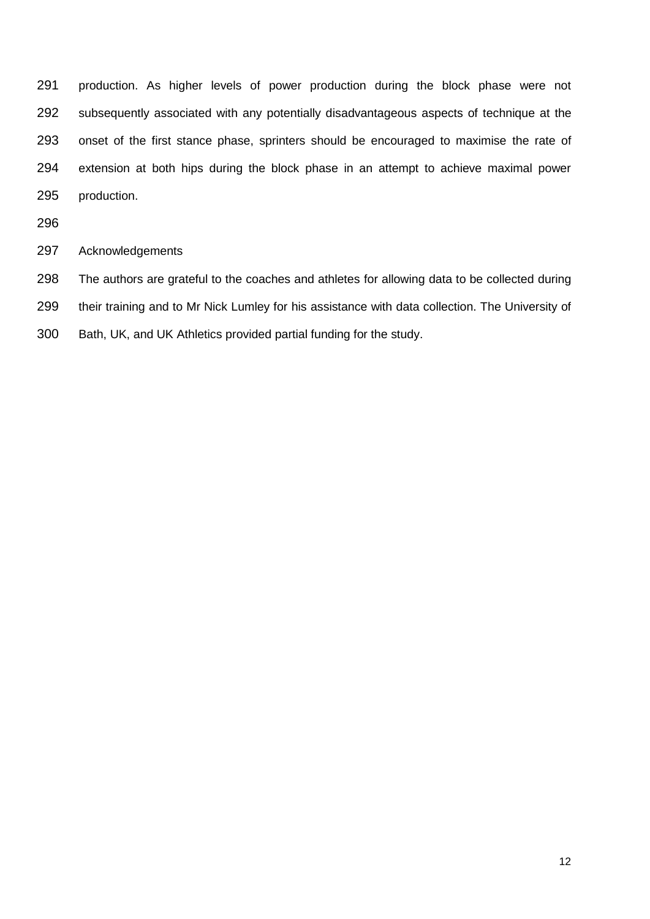production. As higher levels of power production during the block phase were not subsequently associated with any potentially disadvantageous aspects of technique at the onset of the first stance phase, sprinters should be encouraged to maximise the rate of extension at both hips during the block phase in an attempt to achieve maximal power production.

## Acknowledgements

The authors are grateful to the coaches and athletes for allowing data to be collected during their training and to Mr Nick Lumley for his assistance with data collection. The University of Bath, UK, and UK Athletics provided partial funding for the study.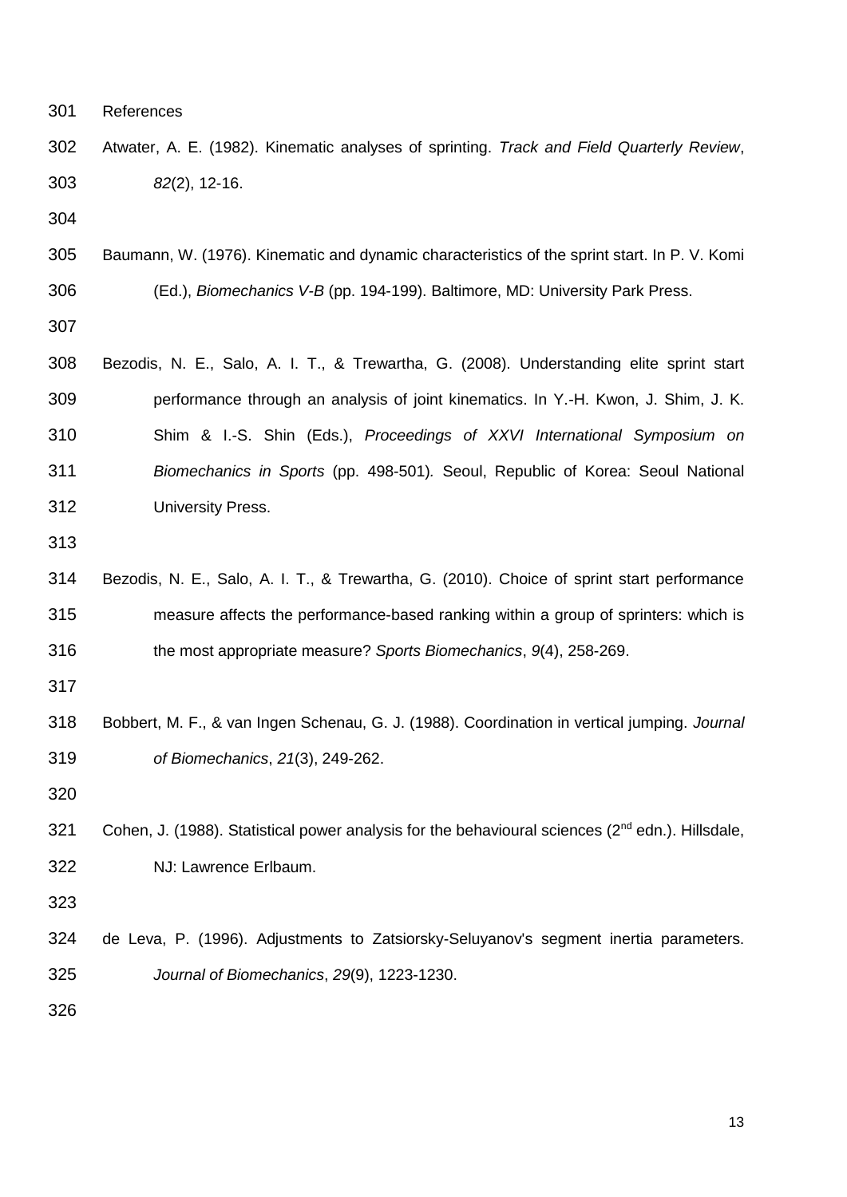# References

Atwater, A. E. (1982). Kinematic analyses of sprinting. *Track and Field Quarterly Review*, *82*(2), 12-16.

Baumann, W. (1976). Kinematic and dynamic characteristics of the sprint start. In P. V. Komi (Ed.), *Biomechanics V-B* (pp. 194-199). Baltimore, MD: University Park Press.

Bezodis, N. E., Salo, A. I. T., & Trewartha, G. (2008). Understanding elite sprint start performance through an analysis of joint kinematics. In Y.-H. Kwon, J. Shim, J. K. Shim & I.-S. Shin (Eds.), *Proceedings of XXVI International Symposium on Biomechanics in Sports* (pp. 498-501). Seoul, Republic of Korea: Seoul National University Press.

Bezodis, N. E., Salo, A. I. T., & Trewartha, G. (2010). Choice of sprint start performance measure affects the performance-based ranking within a group of sprinters: which is the most appropriate measure? *Sports Biomechanics*, *9*(4), 258-269.

Bobbert, M. F., & van Ingen Schenau, G. J. (1988). Coordination in vertical jumping. *Journal of Biomechanics*, *21*(3), 249-262.

Cohen, J. (1988). Statistical power analysis for the behavioural sciences (2nd edn.). Hillsdale, NJ: Lawrence Erlbaum.

de Leva, P. (1996). Adjustments to Zatsiorsky-Seluyanov's segment inertia parameters. *Journal of Biomechanics*, *29*(9), 1223-1230.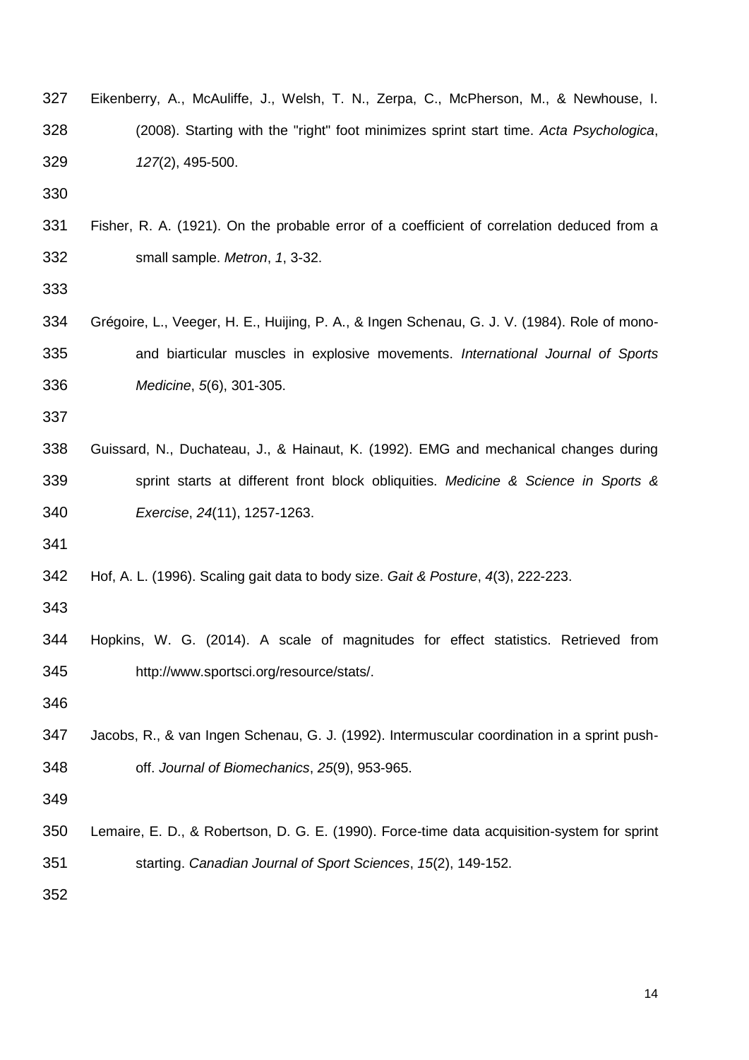Eikenberry, A., McAuliffe, J., Welsh, T. N., Zerpa, C., McPherson, M., & Newhouse, I. (2008). Starting with the "right" foot minimizes sprint start time. *Acta Psychologica*, *127*(2), 495-500.

Fisher, R. A. (1921). On the probable error of a coefficient of correlation deduced from a small sample. *Metron*, *1*, 3-32.

Grégoire, L., Veeger, H. E., Huijing, P. A., & Ingen Schenau, G. J. V. (1984). Role of mono- and biarticular muscles in explosive movements. *International Journal of Sports Medicine*, *5*(6), 301-305.

Guissard, N., Duchateau, J., & Hainaut, K. (1992). EMG and mechanical changes during sprint starts at different front block obliquities. *Medicine & Science in Sports & Exercise*, *24*(11), 1257-1263.

Hof, A. L. (1996). Scaling gait data to body size. *Gait & Posture*, *4*(3), 222-223.

Hopkins, W. G. (2014). A scale of magnitudes for effect statistics. Retrieved from http://www.sportsci.org/resource/stats/.

Jacobs, R., & van Ingen Schenau, G. J. (1992). Intermuscular coordination in a sprint push-off. *Journal of Biomechanics*, *25*(9), 953-965.

Lemaire, E. D., & Robertson, D. G. E. (1990). Force-time data acquisition-system for sprint starting. *Canadian Journal of Sport Sciences*, *15*(2), 149-152.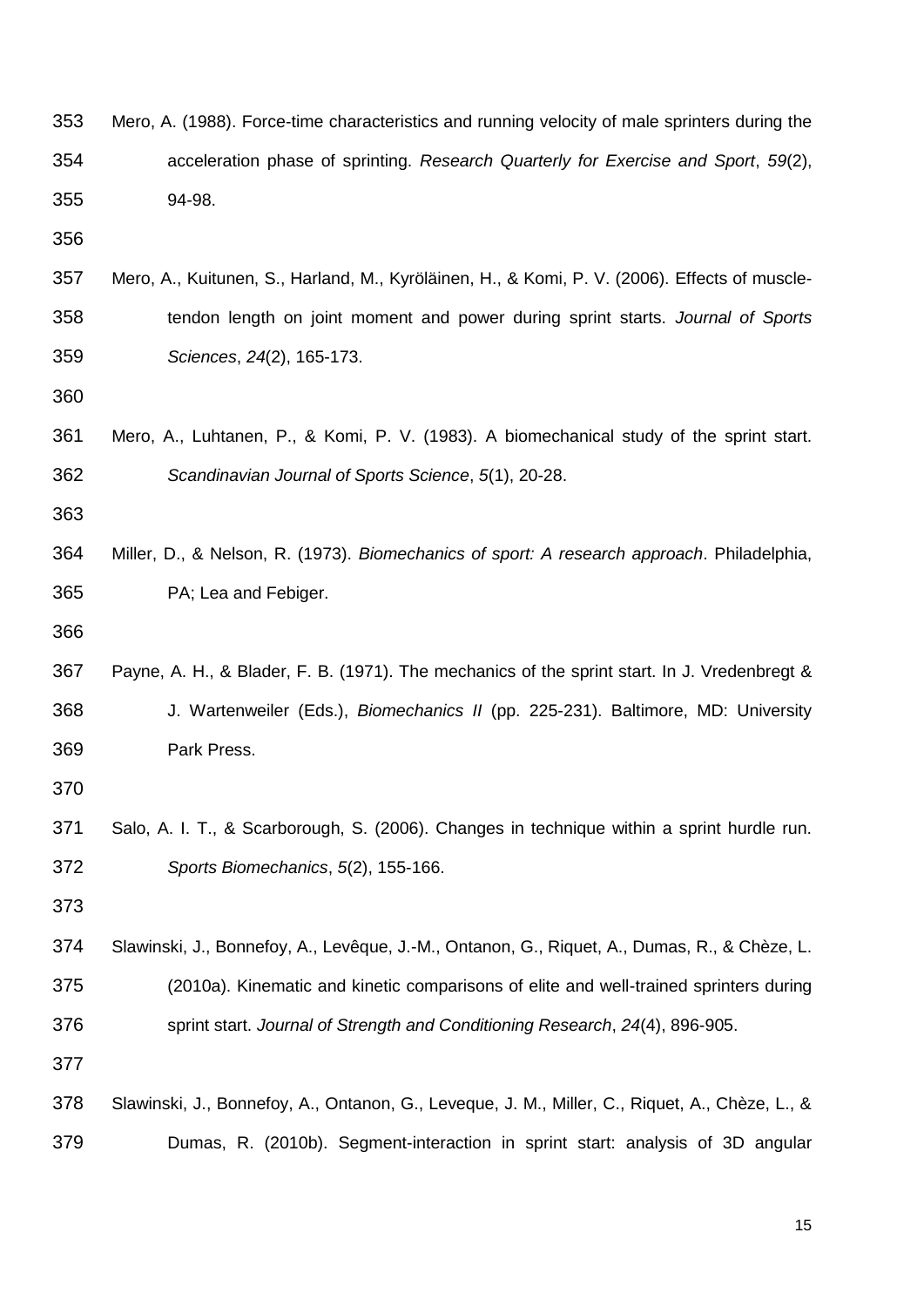Mero, A. (1988). Force-time characteristics and running velocity of male sprinters during the acceleration phase of sprinting. *Research Quarterly for Exercise and Sport*, *59*(2), 94-98.

Mero, A., Kuitunen, S., Harland, M., Kyröläinen, H., & Komi, P. V. (2006). Effects of muscle-tendon length on joint moment and power during sprint starts. *Journal of Sports Sciences*, *24*(2), 165-173.

Mero, A., Luhtanen, P., & Komi, P. V. (1983). A biomechanical study of the sprint start. *Scandinavian Journal of Sports Science*, *5*(1), 20-28.

Miller, D., & Nelson, R. (1973). *Biomechanics of sport: A research approach*. Philadelphia, PA; Lea and Febiger.

Payne, A. H., & Blader, F. B. (1971). The mechanics of the sprint start. In J. Vredenbregt & J. Wartenweiler (Eds.), *Biomechanics II* (pp. 225-231). Baltimore, MD: University Park Press.

Salo, A. I. T., & Scarborough, S. (2006). Changes in technique within a sprint hurdle run. *Sports Biomechanics*, *5*(2), 155-166.

Slawinski, J., Bonnefoy, A., Levêque, J.-M., Ontanon, G., Riquet, A., Dumas, R., & Chèze, L. (2010a). Kinematic and kinetic comparisons of elite and well-trained sprinters during sprint start. *Journal of Strength and Conditioning Research*, *24*(4), 896-905.

Slawinski, J., Bonnefoy, A., Ontanon, G., Leveque, J. M., Miller, C., Riquet, A., Chèze, L., & Dumas, R. (2010b). Segment-interaction in sprint start: analysis of 3D angular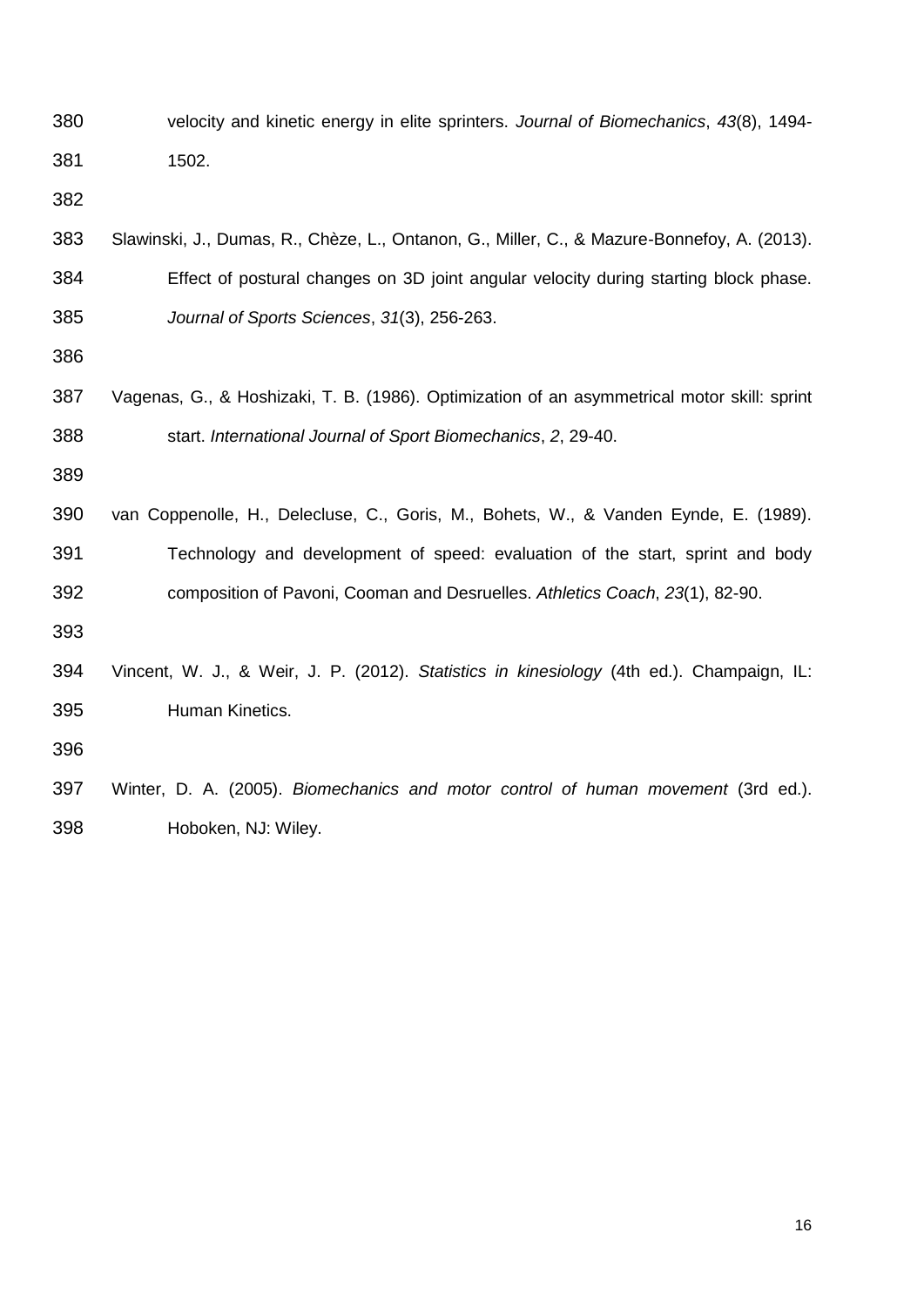velocity and kinetic energy in elite sprinters. *Journal of Biomechanics*, *43*(8), 1494-1502.

Slawinski, J., Dumas, R., Chèze, L., Ontanon, G., Miller, C., & Mazure-Bonnefoy, A. (2013). Effect of postural changes on 3D joint angular velocity during starting block phase. *Journal of Sports Sciences*, *31*(3), 256-263.

Vagenas, G., & Hoshizaki, T. B. (1986). Optimization of an asymmetrical motor skill: sprint start. *International Journal of Sport Biomechanics*, *2*, 29-40.

van Coppenolle, H., Delecluse, C., Goris, M., Bohets, W., & Vanden Eynde, E. (1989). Technology and development of speed: evaluation of the start, sprint and body composition of Pavoni, Cooman and Desruelles. *Athletics Coach*, *23*(1), 82-90.

Vincent, W. J., & Weir, J. P. (2012). *Statistics in kinesiology* (4th ed.). Champaign, IL: Human Kinetics.

Winter, D. A. (2005). *Biomechanics and motor control of human movement* (3rd ed.). Hoboken, NJ: Wiley.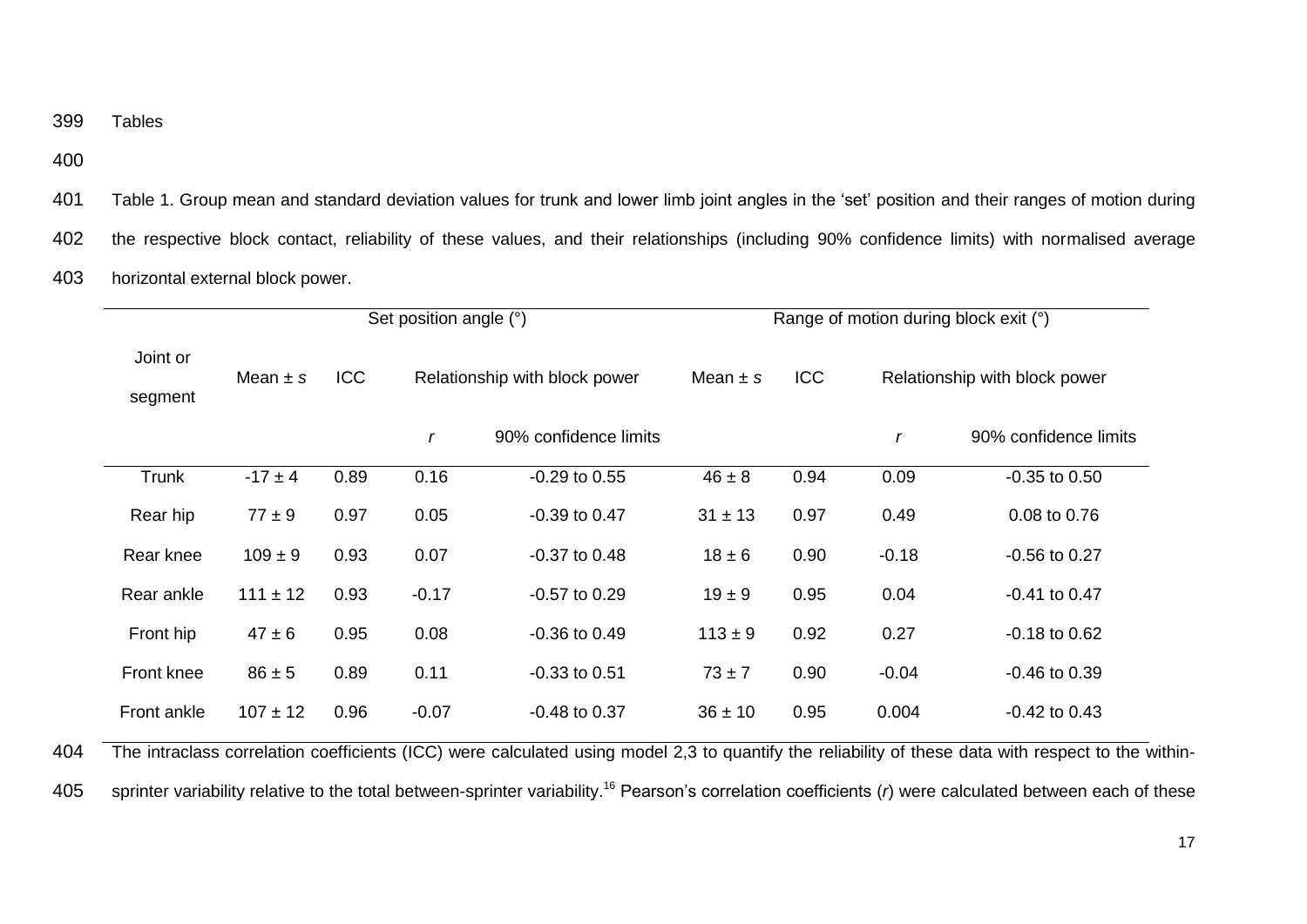Tables

Table 1. Group mean and standard deviation values for trunk and lower limb joint angles in the 'set' position and their ranges of motion during the respective block contact, reliability of these values, and their relationships (including 90% confidence limits) with normalised average horizontal external block power.

| | Set position angle (°) | | | | Range of motion during block exit (°) | | | |
|---|---|---|---|---|---|---|---|---|
| Joint or segment | Mean ± *s* | ICC | Relationship with block power | | Mean ± *s* | ICC | Relationship with block power | |
| | | | *r* | 90% confidence limits | | | *r* | 90% confidence limits |
| Trunk | -17 ± 4 | 0.89 | 0.16 | -0.29 to 0.55 | 46 ± 8 | 0.94 | 0.09 | -0.35 to 0.50 |
| Rear hip | 77 ± 9 | 0.97 | 0.05 | -0.39 to 0.47 | 31 ± 13 | 0.97 | 0.49 | 0.08 to 0.76 |
| Rear knee | 109 ± 9 | 0.93 | 0.07 | -0.37 to 0.48 | 18 ± 6 | 0.90 | -0.18 | -0.56 to 0.27 |
| Rear ankle | 111 ± 12 | 0.93 | -0.17 | -0.57 to 0.29 | 19 ± 9 | 0.95 | 0.04 | -0.41 to 0.47 |
| Front hip | 47 ± 6 | 0.95 | 0.08 | -0.36 to 0.49 | 113 ± 9 | 0.92 | 0.27 | -0.18 to 0.62 |
| Front knee | 86 ± 5 | 0.89 | 0.11 | -0.33 to 0.51 | 73 ± 7 | 0.90 | -0.04 | -0.46 to 0.39 |
| Front ankle | 107 ± 12 | 0.96 | -0.07 | -0.48 to 0.37 | 36 ± 10 | 0.95 | 0.004 | -0.42 to 0.43 |

The intraclass correlation coefficients (ICC) were calculated using model 2,3 to quantify the reliability of these data with respect to the within-sprinter variability relative to the total between-sprinter variability.[16] Pearson's correlation coefficients (*r*) were calculated between each of these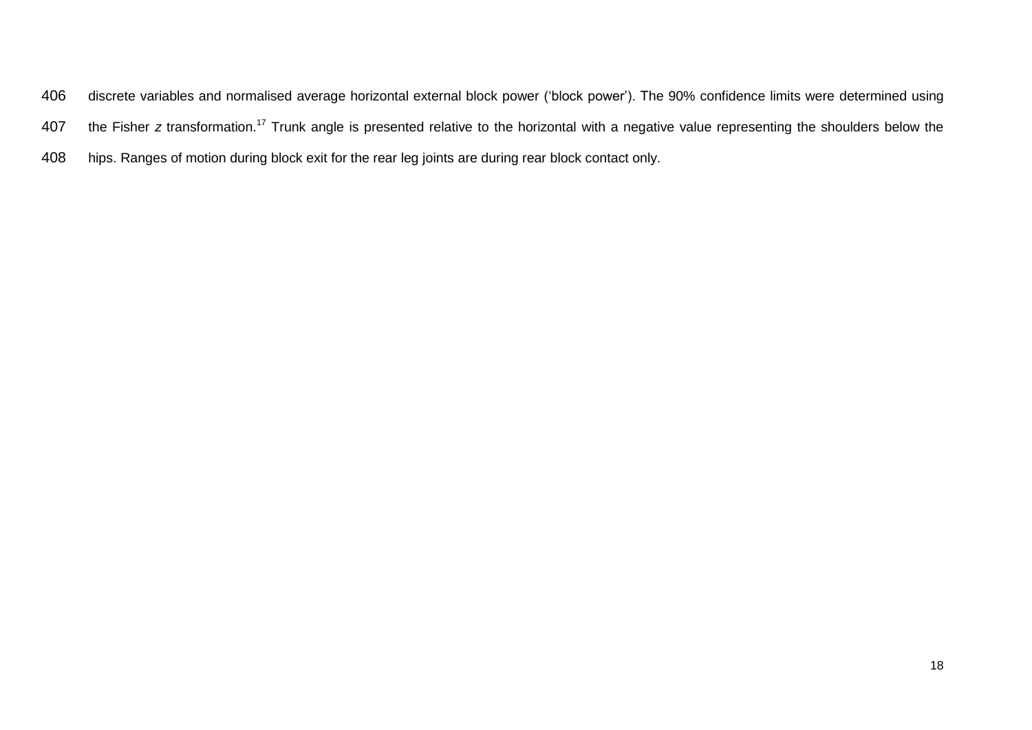discrete variables and normalised average horizontal external block power ('block power'). The 90% confidence limits were determined using the Fisher *z* transformation.[17] Trunk angle is presented relative to the horizontal with a negative value representing the shoulders below the hips. Ranges of motion during block exit for the rear leg joints are during rear block contact only.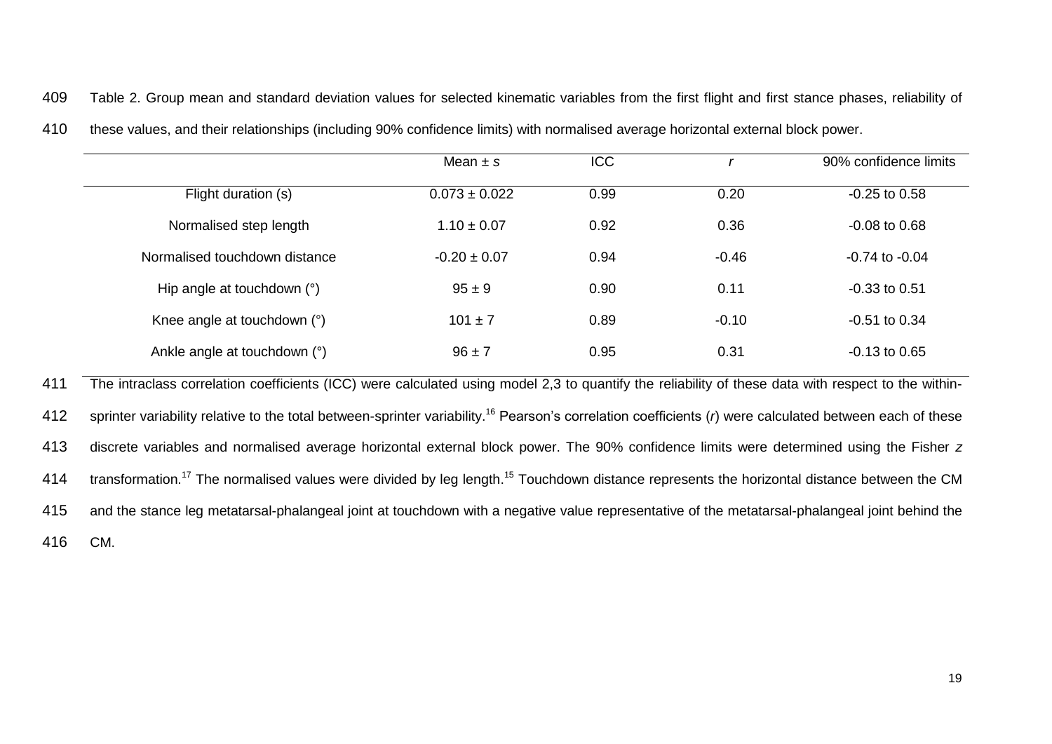Table 2. Group mean and standard deviation values for selected kinematic variables from the first flight and first stance phases, reliability of these values, and their relationships (including 90% confidence limits) with normalised average horizontal external block power.

| | Mean ± *s* | ICC | *r* | 90% confidence limits |
|---|---|---|---|---|
| Flight duration (s) | 0.073 ± 0.022 | 0.99 | 0.20 | -0.25 to 0.58 |
| Normalised step length | 1.10 ± 0.07 | 0.92 | 0.36 | -0.08 to 0.68 |
| Normalised touchdown distance | -0.20 ± 0.07 | 0.94 | -0.46 | -0.74 to -0.04 |
| Hip angle at touchdown (°) | 95 ± 9 | 0.90 | 0.11 | -0.33 to 0.51 |
| Knee angle at touchdown (°) | 101 ± 7 | 0.89 | -0.10 | -0.51 to 0.34 |
| Ankle angle at touchdown (°) | 96 ± 7 | 0.95 | 0.31 | -0.13 to 0.65 |

The intraclass correlation coefficients (ICC) were calculated using model 2,3 to quantify the reliability of these data with respect to the within-sprinter variability relative to the total between-sprinter variability.[16] Pearson's correlation coefficients (*r*) were calculated between each of these discrete variables and normalised average horizontal external block power. The 90% confidence limits were determined using the Fisher *z* transformation.[17] The normalised values were divided by leg length.[15] Touchdown distance represents the horizontal distance between the CM and the stance leg metatarsal-phalangeal joint at touchdown with a negative value representative of the metatarsal-phalangeal joint behind the CM.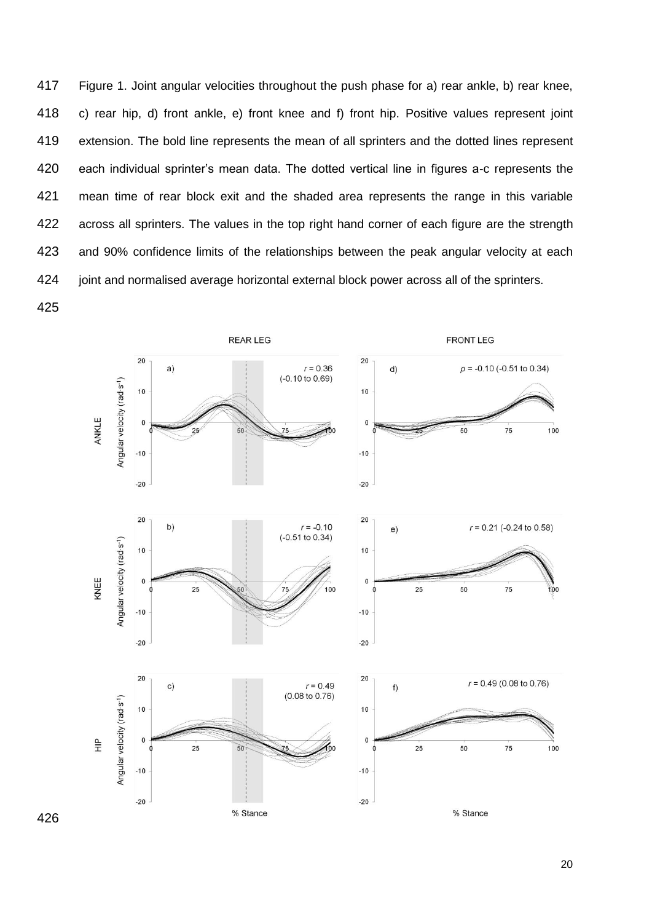Figure 1. Joint angular velocities throughout the push phase for a) rear ankle, b) rear knee, c) rear hip, d) front ankle, e) front knee and f) front hip. Positive values represent joint extension. The bold line represents the mean of all sprinters and the dotted lines represent each individual sprinter's mean data. The dotted vertical line in figures a-c represents the mean time of rear block exit and the shaded area represents the range in this variable across all sprinters. The values in the top right hand corner of each figure are the strength and 90% confidence limits of the relationships between the peak angular velocity at each joint and normalised average horizontal external block power across all of the sprinters.

REAR LEG

FRONT LEG

ANKLE

KNEE

HIP

Angular velocity (rad·s$^{-1}$)

a) $r = 0.36$ (-0.10 to 0.69)

b) $r = -0.10$ (-0.51 to 0.34)

c) $r = 0.49$ (0.08 to 0.76)

d) $\rho = -0.10$ (-0.51 to 0.34)

e) $r = 0.21$ (-0.24 to 0.58)

f) $r = 0.49$ (0.08 to 0.76)

20

10

0

-10

-20

0

25

50

75

100

% Stance